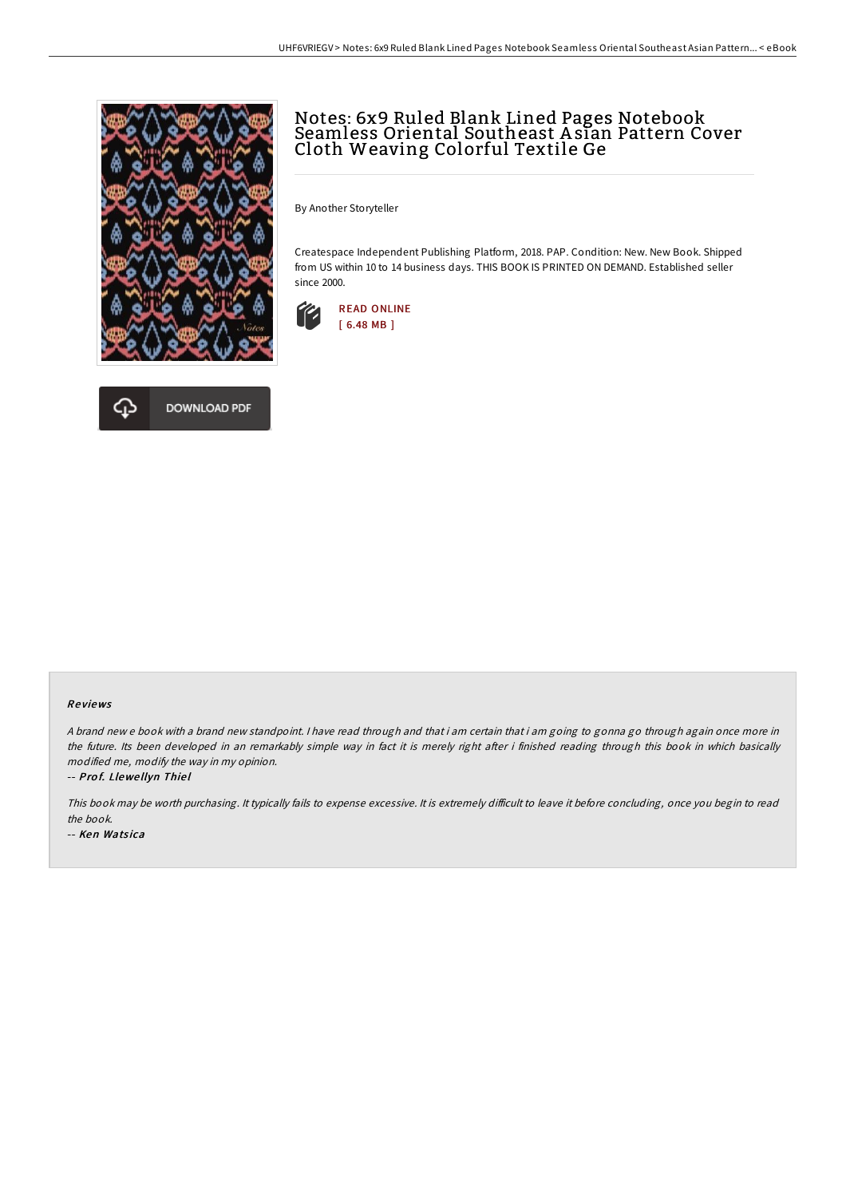# Notes: 6x9 Ruled Blank Lined Pages Notebook Seamless Oriental Southeast Asian Pattern Cover Cloth Weaving Colorful Textile Ge

By Another Storyteller

Createspace Independent Publishing Platform, 2018. PAP. Condition: New. New Book. Shipped from US within 10 to 14 business days. THIS BOOK IS PRINTED ON DEMAND. Established seller since 2000.

READ ONLINE
[ 6.48 MB ]

DOWNLOAD PDF

## Reviews

*A brand new e book with a brand new standpoint. I have read through and that i am certain that i am going to gonna go through again once more in the future. Its been developed in an remarkably simple way in fact it is merely right after i finished reading through this book in which basically modified me, modify the way in my opinion.*

-- ***Prof. Llewellyn Thiel***

*This book may be worth purchasing. It typically fails to expense excessive. It is extremely difficult to leave it before concluding, once you begin to read the book.*

-- ***Ken Watsica***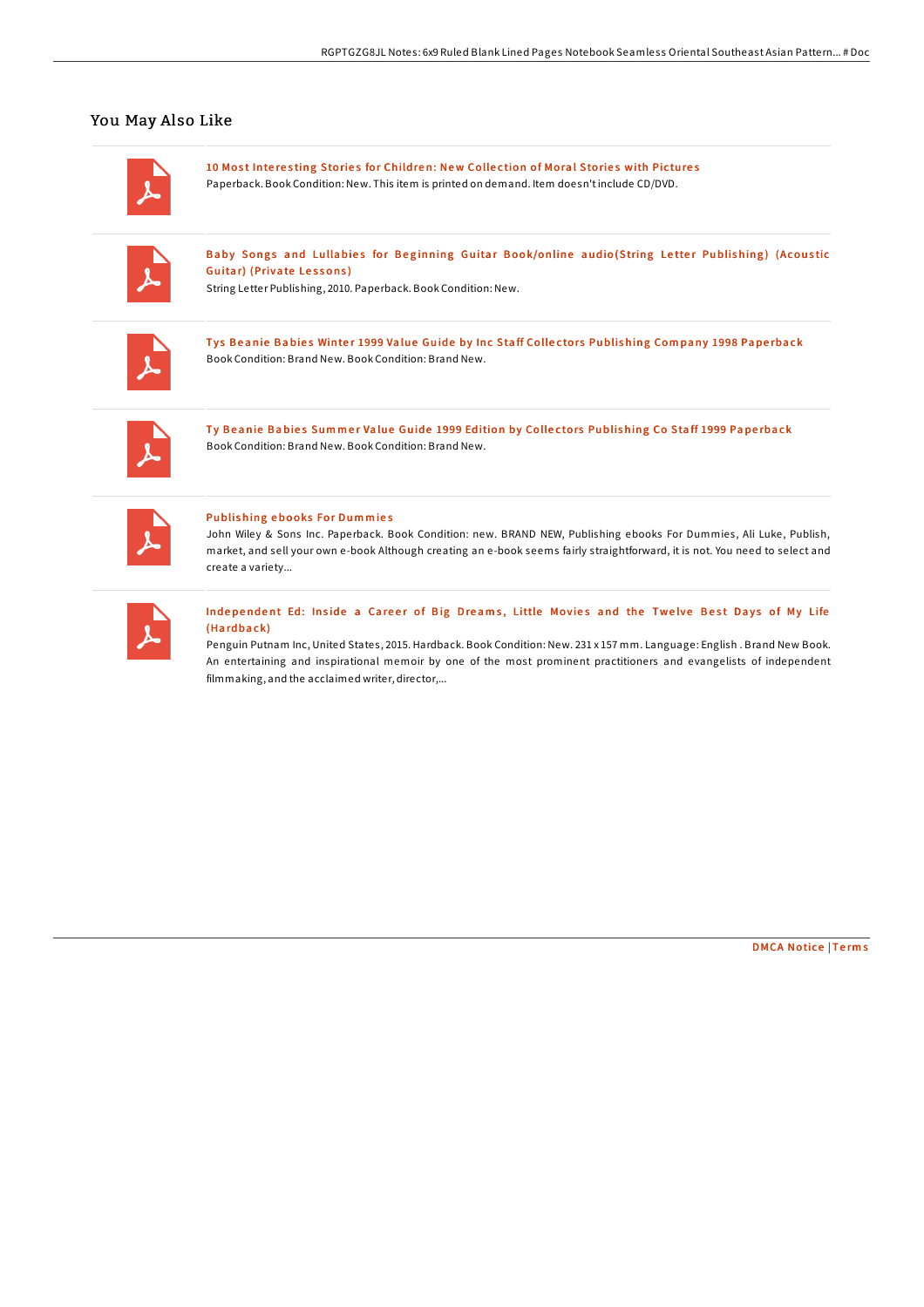## You May Also Like

**10 Most Interesting Stories for Children: New Collection of Moral Stories with Pictures**
Paperback. Book Condition: New. This item is printed on demand. Item doesn't include CD/DVD.

**Baby Songs and Lullabies for Beginning Guitar Book/online audio(String Letter Publishing) (Acoustic Guitar) (Private Lessons)**
String Letter Publishing, 2010. Paperback. Book Condition: New.

**Tys Beanie Babies Winter 1999 Value Guide by Inc Staff Collectors Publishing Company 1998 Paperback**
Book Condition: Brand New. Book Condition: Brand New.

**Ty Beanie Babies Summer Value Guide 1999 Edition by Collectors Publishing Co Staff 1999 Paperback**
Book Condition: Brand New. Book Condition: Brand New.

**Publishing ebooks For Dummies**
John Wiley & Sons Inc. Paperback. Book Condition: new. BRAND NEW, Publishing ebooks For Dummies, Ali Luke, Publish, market, and sell your own e-book Although creating an e-book seems fairly straightforward, it is not. You need to select and create a variety...

**Independent Ed: Inside a Career of Big Dreams, Little Movies and the Twelve Best Days of My Life (Hardback)**
Penguin Putnam Inc, United States, 2015. Hardback. Book Condition: New. 231 x 157 mm. Language: English . Brand New Book. An entertaining and inspirational memoir by one of the most prominent practitioners and evangelists of independent filmmaking, and the acclaimed writer, director,...

DMCA Notice | Terms